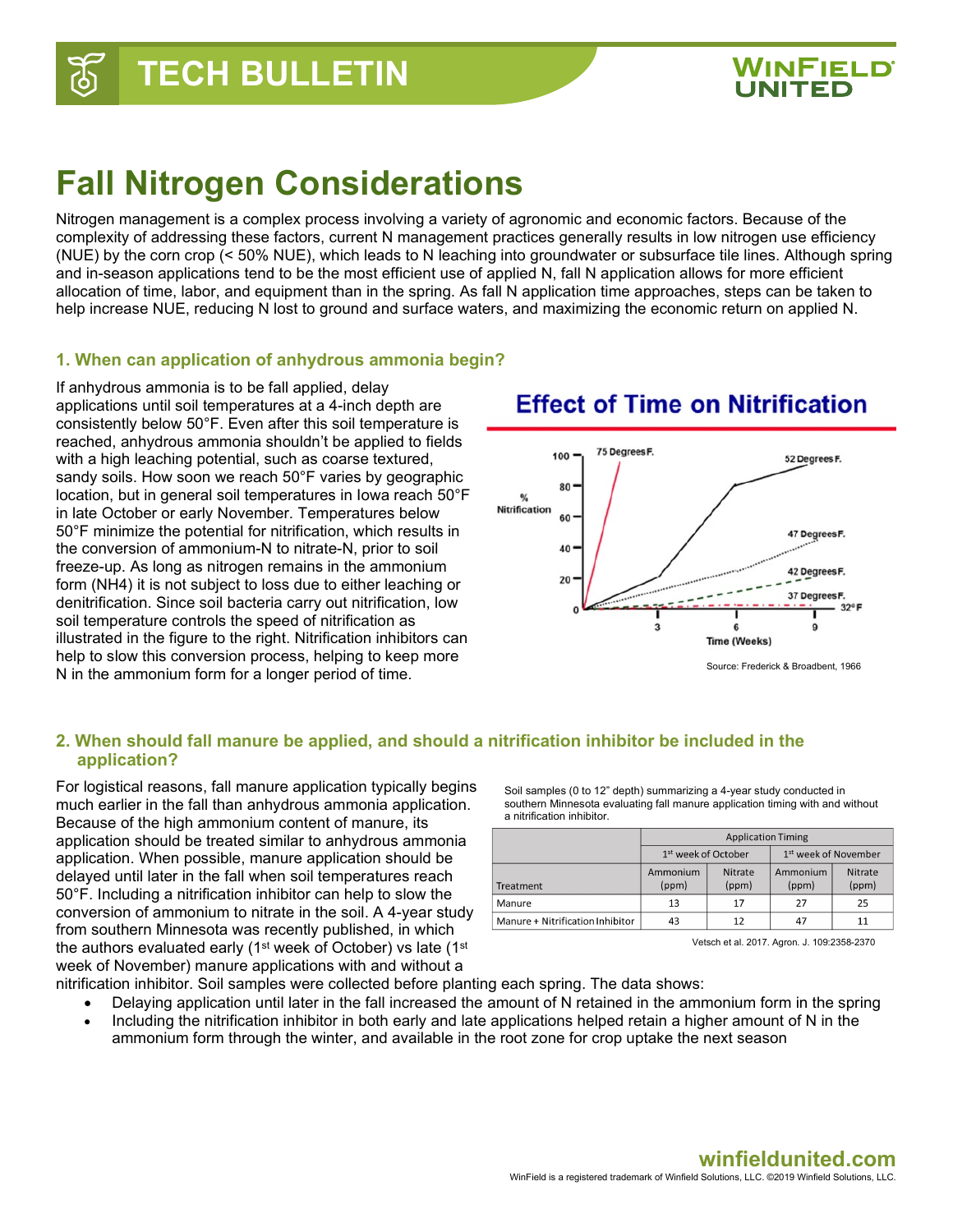# Fall Nitrogen Considerations

Nitrogen management is a complex process involving a variety of agronomic and economic factors. Because of the complexity of addressing these factors, current N management practices generally results in low nitrogen use efficiency (NUE) by the corn crop (< 50% NUE), which leads to N leaching into groundwater or subsurface tile lines. Although spring and in-season applications tend to be the most efficient use of applied N, fall N application allows for more efficient allocation of time, labor, and equipment than in the spring. As fall N application time approaches, steps can be taken to help increase NUE, reducing N lost to ground and surface waters, and maximizing the economic return on applied N.

## 1. When can application of anhydrous ammonia begin?

If anhydrous ammonia is to be fall applied, delay applications until soil temperatures at a 4-inch depth are consistently below 50°F. Even after this soil temperature is reached, anhydrous ammonia shouldn't be applied to fields with a high leaching potential, such as coarse textured, sandy soils. How soon we reach 50°F varies by geographic location, but in general soil temperatures in Iowa reach 50°F in late October or early November. Temperatures below 50°F minimize the potential for nitrification, which results in the conversion of ammonium-N to nitrate-N, prior to soil freeze-up. As long as nitrogen remains in the ammonium form (NH4) it is not subject to loss due to either leaching or denitrification. Since soil bacteria carry out nitrification, low soil temperature controls the speed of nitrification as illustrated in the figure to the right. Nitrification inhibitors can help to slow this conversion process, helping to keep more N in the ammonium form for a longer period of time.

**Effect of Time on Nitrification**

Source: Frederick & Broadbent, 1966

## 2. When should fall manure be applied, and should a nitrification inhibitor be included in the application?

For logistical reasons, fall manure application typically begins much earlier in the fall than anhydrous ammonia application. Because of the high ammonium content of manure, its application should be treated similar to anhydrous ammonia application. When possible, manure application should be delayed until later in the fall when soil temperatures reach 50°F. Including a nitrification inhibitor can help to slow the conversion of ammonium to nitrate in the soil. A 4-year study from southern Minnesota was recently published, in which the authors evaluated early (1st week of October) vs late (1st week of November) manure applications with and without a nitrification inhibitor. Soil samples were collected before planting each spring. The data shows:

- Delaying application until later in the fall increased the amount of N retained in the ammonium form in the spring
- Including the nitrification inhibitor in both early and late applications helped retain a higher amount of N in the ammonium form through the winter, and available in the root zone for crop uptake the next season

Soil samples (0 to 12" depth) summarizing a 4-year study conducted in southern Minnesota evaluating fall manure application timing with and without a nitrification inhibitor.

| | Application Timing | | | |
|---|---|---|---|---|
| | 1st week of October | | 1st week of November | |
| Treatment | Ammonium (ppm) | Nitrate (ppm) | Ammonium (ppm) | Nitrate (ppm) |
| Manure | 13 | 17 | 27 | 25 |
| Manure + Nitrification Inhibitor | 43 | 12 | 47 | 11 |

Vetsch et al. 2017. Agron. J. 109:2358-2370

winfieldunited.com

WinField is a registered trademark of Winfield Solutions, LLC. ©2019 Winfield Solutions, LLC.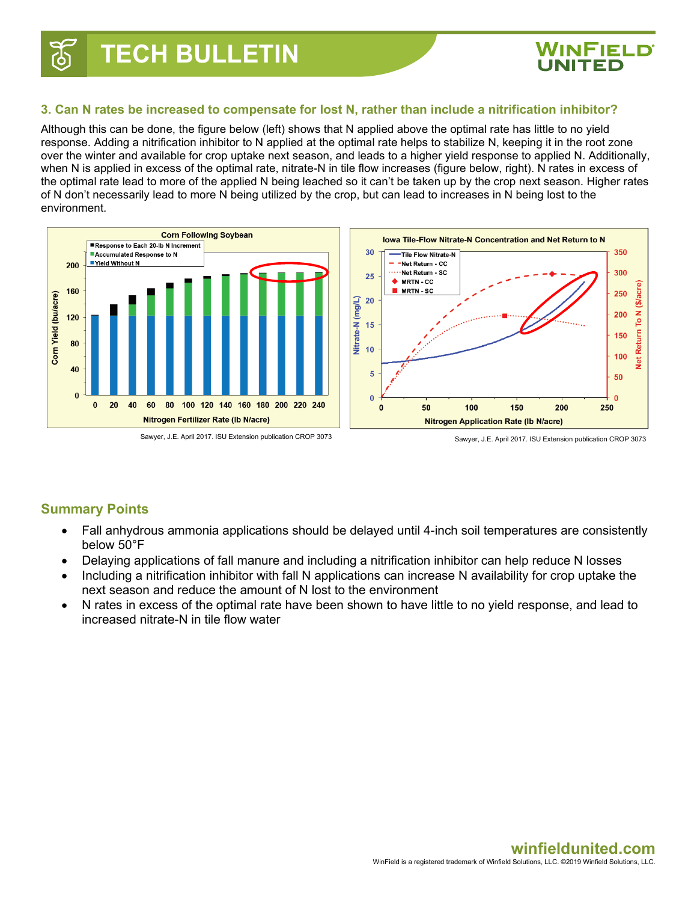### 3. Can N rates be increased to compensate for lost N, rather than include a nitrification inhibitor?

Although this can be done, the figure below (left) shows that N applied above the optimal rate has little to no yield response. Adding a nitrification inhibitor to N applied at the optimal rate helps to stabilize N, keeping it in the root zone over the winter and available for crop uptake next season, and leads to a higher yield response to applied N. Additionally, when N is applied in excess of the optimal rate, nitrate-N in tile flow increases (figure below, right). N rates in excess of the optimal rate lead to more of the applied N being leached so it can't be taken up by the crop next season. Higher rates of N don't necessarily lead to more N being utilized by the crop, but can lead to increases in N being lost to the environment.

Corn Following Soybean

Response to Each 20-lb N Increment
Accumulated Response to N
Yield Without N

Corn Yield (bu/acre)

0, 40, 80, 120, 160, 200

Nitrogen Fertilizer Rate (lb N/acre)

0, 20, 40, 60, 80, 100, 120, 140, 160, 180, 200, 220, 240

Sawyer, J.E. April 2017. ISU Extension publication CROP 3073

Iowa Tile-Flow Nitrate-N Concentration and Net Return to N

Tile Flow Nitrate-N
Net Return - CC
Net Return - SC
MRTN - CC
MRTN - SC

Nitrate-N (mg/L)

0, 5, 10, 15, 20, 25, 30

Net Return To N ($/acre)

0, 50, 100, 150, 200, 250, 300, 350

Nitrogen Application Rate (lb N/acre)

0, 50, 100, 150, 200, 250

Sawyer, J.E. April 2017. ISU Extension publication CROP 3073

## Summary Points

- Fall anhydrous ammonia applications should be delayed until 4-inch soil temperatures are consistently below 50°F
- Delaying applications of fall manure and including a nitrification inhibitor can help reduce N losses
- Including a nitrification inhibitor with fall N applications can increase N availability for crop uptake the next season and reduce the amount of N lost to the environment
- N rates in excess of the optimal rate have been shown to have little to no yield response, and lead to increased nitrate-N in tile flow water

winfieldunited.com

WinField is a registered trademark of Winfield Solutions, LLC. ©2019 Winfield Solutions, LLC.